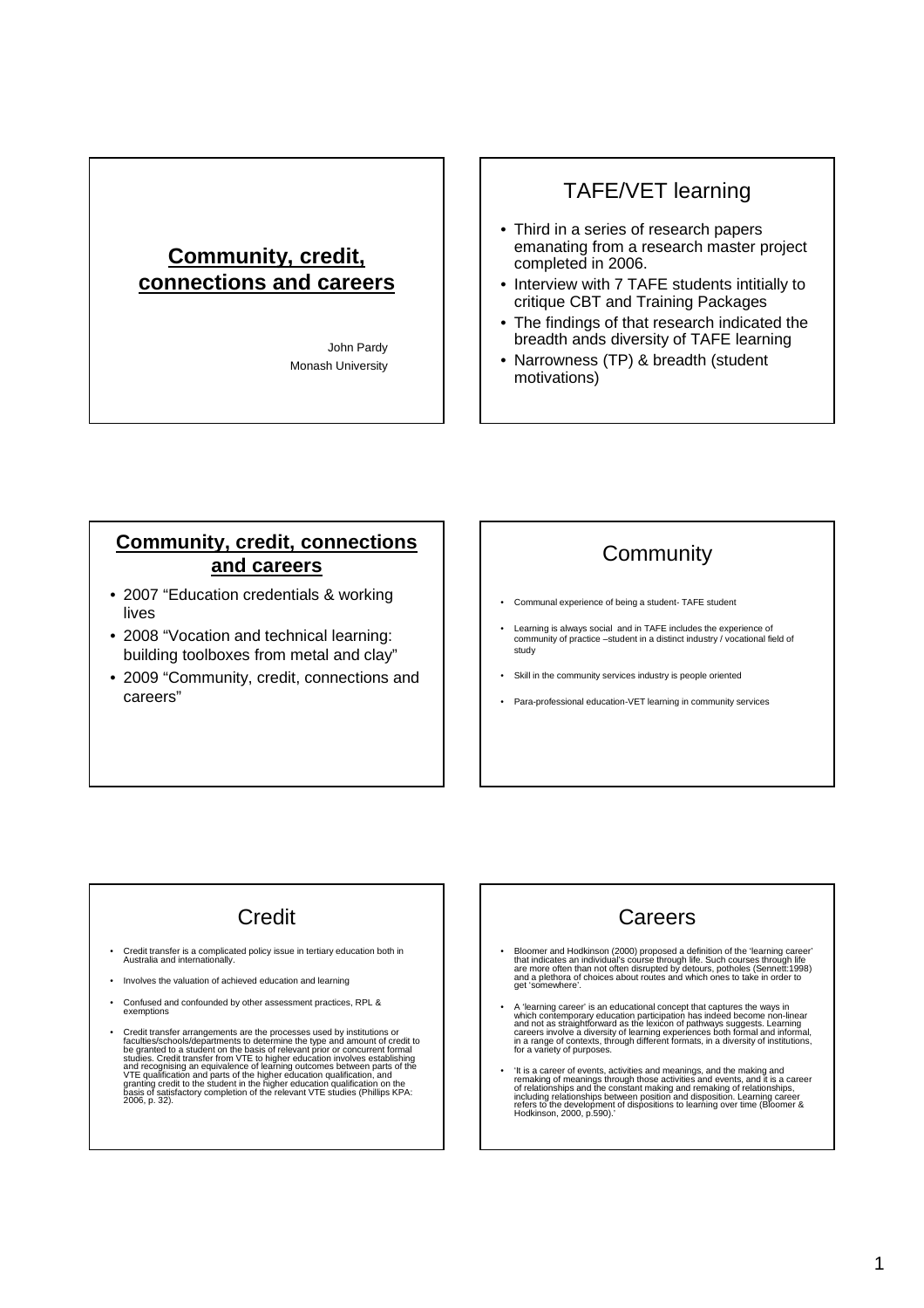## **Community, credit, connections and careers**

John Pardy
Monash University

## TAFE/VET learning

- Third in a series of research papers emanating from a research master project completed in 2006.
- Interview with 7 TAFE students intitially to critique CBT and Training Packages
- The findings of that research indicated the breadth ands diversity of TAFE learning
- Narrowness (TP) & breadth (student motivations)

## **Community, credit, connections and careers**

- 2007 "Education credentials & working lives
- 2008 "Vocation and technical learning: building toolboxes from metal and clay"
- 2009 "Community, credit, connections and careers"

## Community

- Communal experience of being a student- TAFE student
- Learning is always social and in TAFE includes the experience of community of practice –student in a distinct industry / vocational field of study
- Skill in the community services industry is people oriented
- Para-professional education-VET learning in community services

## Credit

- Credit transfer is a complicated policy issue in tertiary education both in Australia and internationally.
- Involves the valuation of achieved education and learning
- Confused and confounded by other assessment practices, RPL & exemptions
- Credit transfer arrangements are the processes used by institutions or faculties/schools/departments to determine the type and amount of credit to be granted to a student on the basis of relevant prior or concurrent formal studies. Credit transfer from VTE to higher education involves establishing and recognising an equivalence of learning outcomes between parts of the VTE qualification and parts of the higher education qualification, and granting credit to the student in the higher education qualification on the basis of satisfactory completion of the relevant VTE studies (Phillips KPA: 2006, p. 32).

## Careers

- Bloomer and Hodkinson (2000) proposed a definition of the 'learning career' that indicates an individual's course through life. Such courses through life are more often than not often disrupted by detours, potholes (Sennett:1998) and a plethora of choices about routes and which ones to take in order to get 'somewhere'.
- A 'learning career' is an educational concept that captures the ways in which contemporary education participation has indeed become non-linear and not as straightforward as the lexicon of pathways suggests. Learning careers involve a diversity of learning experiences both formal and informal, in a range of contexts, through different formats, in a diversity of institutions, for a variety of purposes.
- 'It is a career of events, activities and meanings, and the making and remaking of meanings through those activities and events, and it is a career of relationships and the constant making and remaking of relationships, including relationships between position and disposition. Learning career refers to the development of dispositions to learning over time (Bloomer & Hodkinson, 2000, p.590).'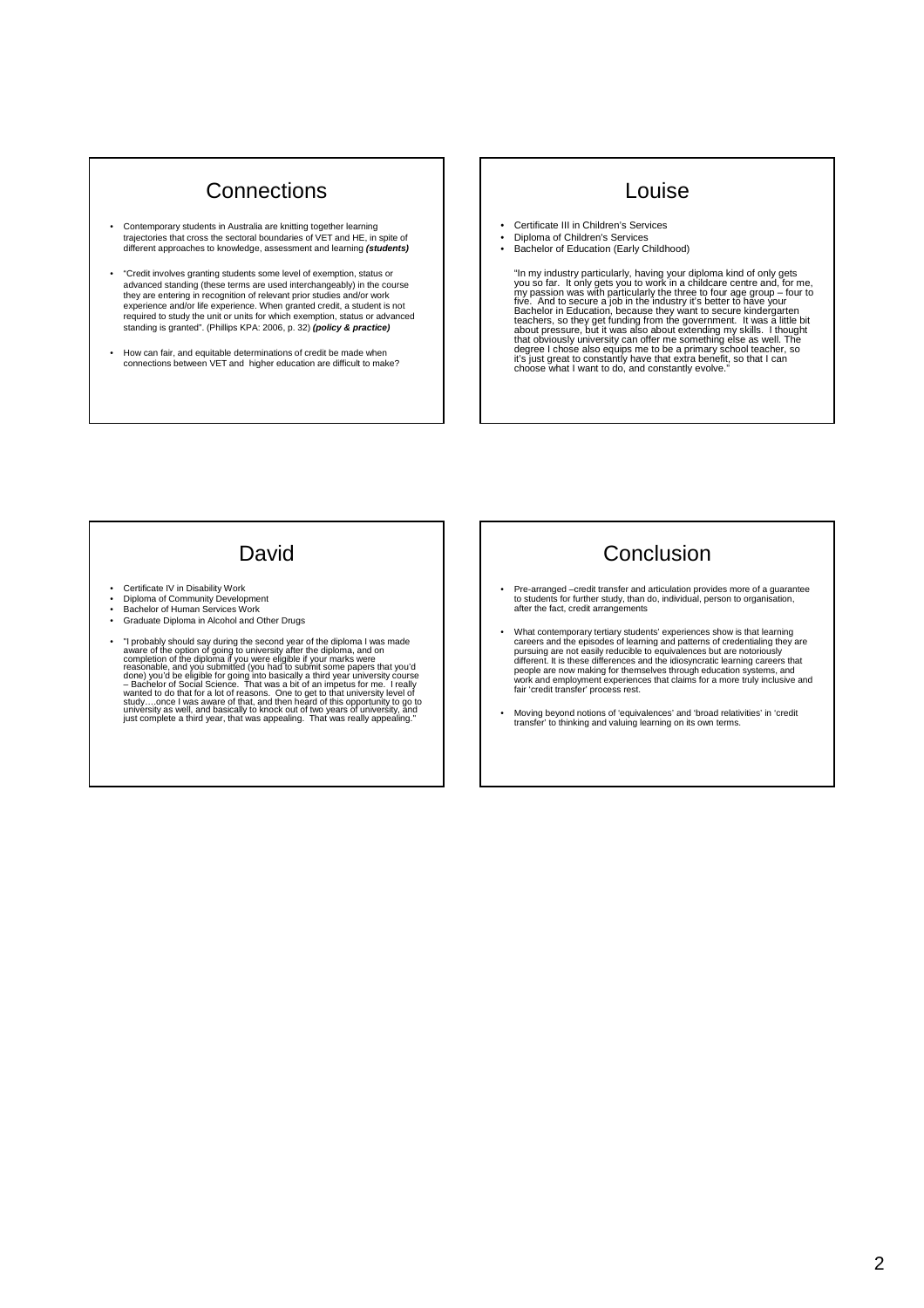## Connections

- Contemporary students in Australia are knitting together learning trajectories that cross the sectoral boundaries of VET and HE, in spite of different approaches to knowledge, assessment and learning ***(students)***
- "Credit involves granting students some level of exemption, status or advanced standing (these terms are used interchangeably) in the course they are entering in recognition of relevant prior studies and/or work experience and/or life experience. When granted credit, a student is not required to study the unit or units for which exemption, status or advanced standing is granted". (Phillips KPA: 2006, p. 32) ***(policy & practice)***
- How can fair, and equitable determinations of credit be made when connections between VET and higher education are difficult to make?

## Louise

- Certificate III in Children's Services
- Diploma of Children's Services
- Bachelor of Education (Early Childhood)

"In my industry particularly, having your diploma kind of only gets you so far. It only gets you to work in a childcare centre and, for me, my passion was with particularly the three to four age group – four to five. And to secure a job in the industry it's better to have your Bachelor in Education, because they want to secure kindergarten teachers, so they get funding from the government. It was a little bit about pressure, but it was also about extending my skills. I thought that obviously university can offer me something else as well. The degree I chose also equips me to be a primary school teacher, so it's just great to constantly have that extra benefit, so that I can choose what I want to do, and constantly evolve."

## David

- Certificate IV in Disability Work
- Diploma of Community Development
- Bachelor of Human Services Work
- Graduate Diploma in Alcohol and Other Drugs
- "I probably should say during the second year of the diploma I was made aware of the option of going to university after the diploma, and on completion of the diploma if you were eligible if your marks were reasonable, and you submitted (you had to submit some papers that you'd done) you'd be eligible for going into basically a third year university course – Bachelor of Social Science. That was a bit of an impetus for me. I really wanted to do that for a lot of reasons. One to get to that university level of study….once I was aware of that, and then heard of this opportunity to go to university as well, and basically to knock out of two years of university, and just complete a third year, that was appealing. That was really appealing."

## Conclusion

- Pre-arranged –credit transfer and articulation provides more of a guarantee to students for further study, than do, individual, person to organisation, after the fact, credit arrangements
- What contemporary tertiary students' experiences show is that learning careers and the episodes of learning and patterns of credentialing they are pursuing are not easily reducible to equivalences but are notoriously different. It is these differences and the idiosyncratic learning careers that people are now making for themselves through education systems, and work and employment experiences that claims for a more truly inclusive and fair 'credit transfer' process rest.
- Moving beyond notions of 'equivalences' and 'broad relativities' in 'credit transfer' to thinking and valuing learning on its own terms.